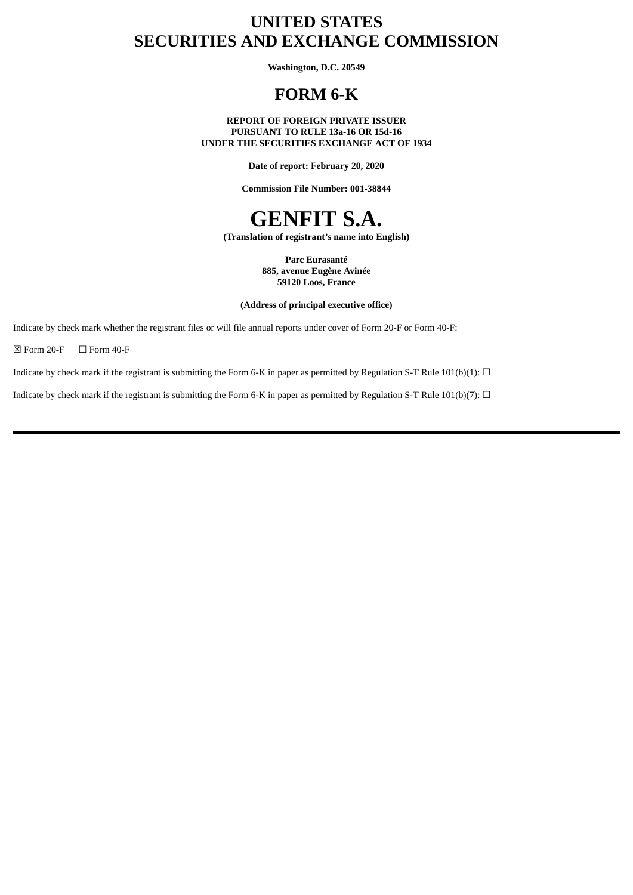# UNITED STATES
# SECURITIES AND EXCHANGE COMMISSION

**Washington, D.C. 20549**

# FORM 6-K

**REPORT OF FOREIGN PRIVATE ISSUER**
**PURSUANT TO RULE 13a-16 OR 15d-16**
**UNDER THE SECURITIES EXCHANGE ACT OF 1934**

**Date of report: February 20, 2020**

**Commission File Number: 001-38844**

# GENFIT S.A.

**(Translation of registrant's name into English)**

**Parc Eurasanté**
**885, avenue Eugène Avinée**
**59120 Loos, France**

**(Address of principal executive office)**

Indicate by check mark whether the registrant files or will file annual reports under cover of Form 20-F or Form 40-F:

☒ Form 20-F ☐ Form 40-F

Indicate by check mark if the registrant is submitting the Form 6-K in paper as permitted by Regulation S-T Rule 101(b)(1): ☐

Indicate by check mark if the registrant is submitting the Form 6-K in paper as permitted by Regulation S-T Rule 101(b)(7): ☐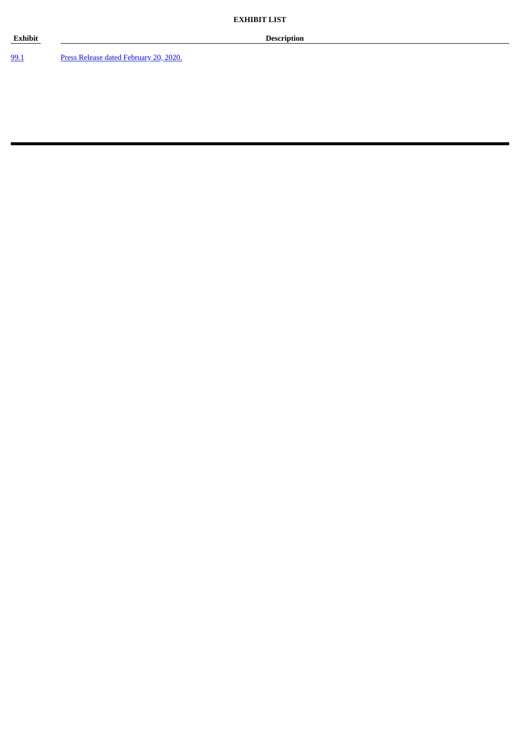**EXHIBIT LIST**

| Exhibit | Description |
| --- | --- |
| 99.1 | Press Release dated February 20, 2020. |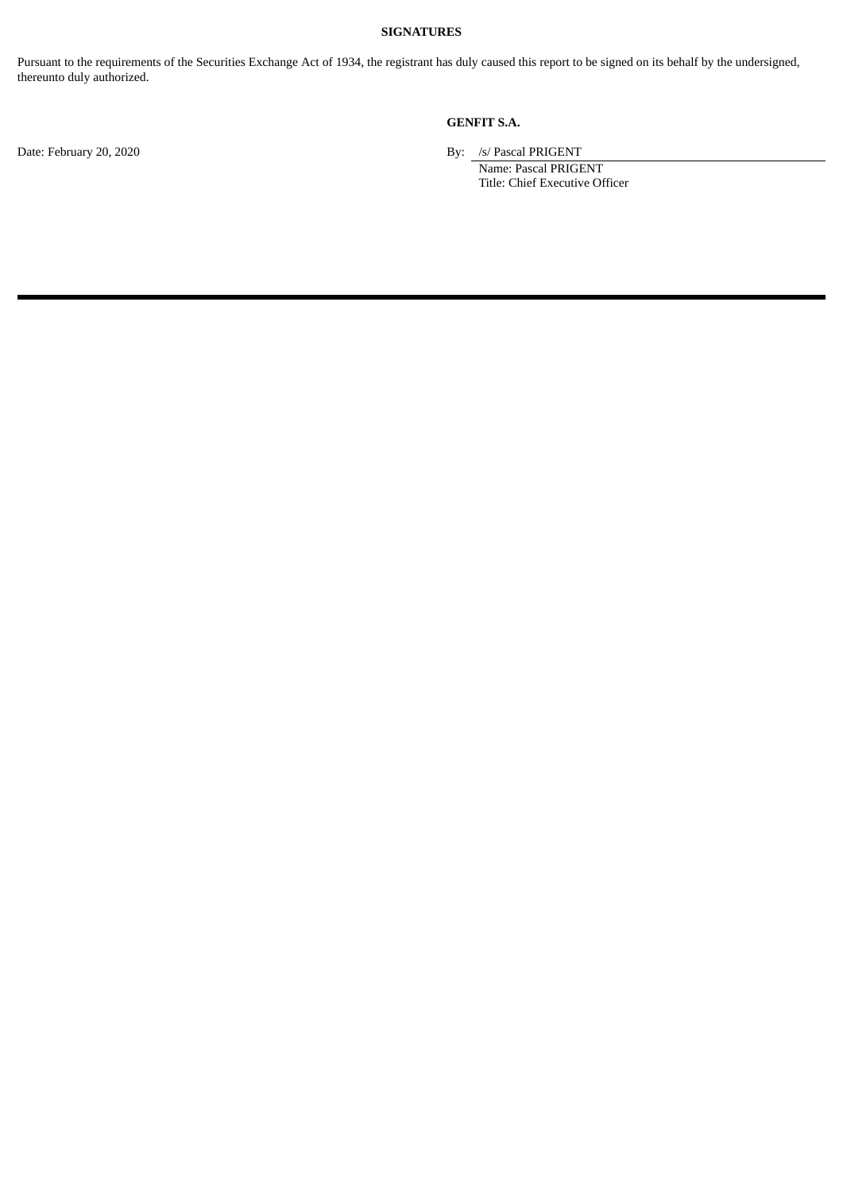**SIGNATURES**

Pursuant to the requirements of the Securities Exchange Act of 1934, the registrant has duly caused this report to be signed on its behalf by the undersigned, thereunto duly authorized.

**GENFIT S.A.**

Date: February 20, 2020

By: /s/ Pascal PRIGENT
Name: Pascal PRIGENT
Title: Chief Executive Officer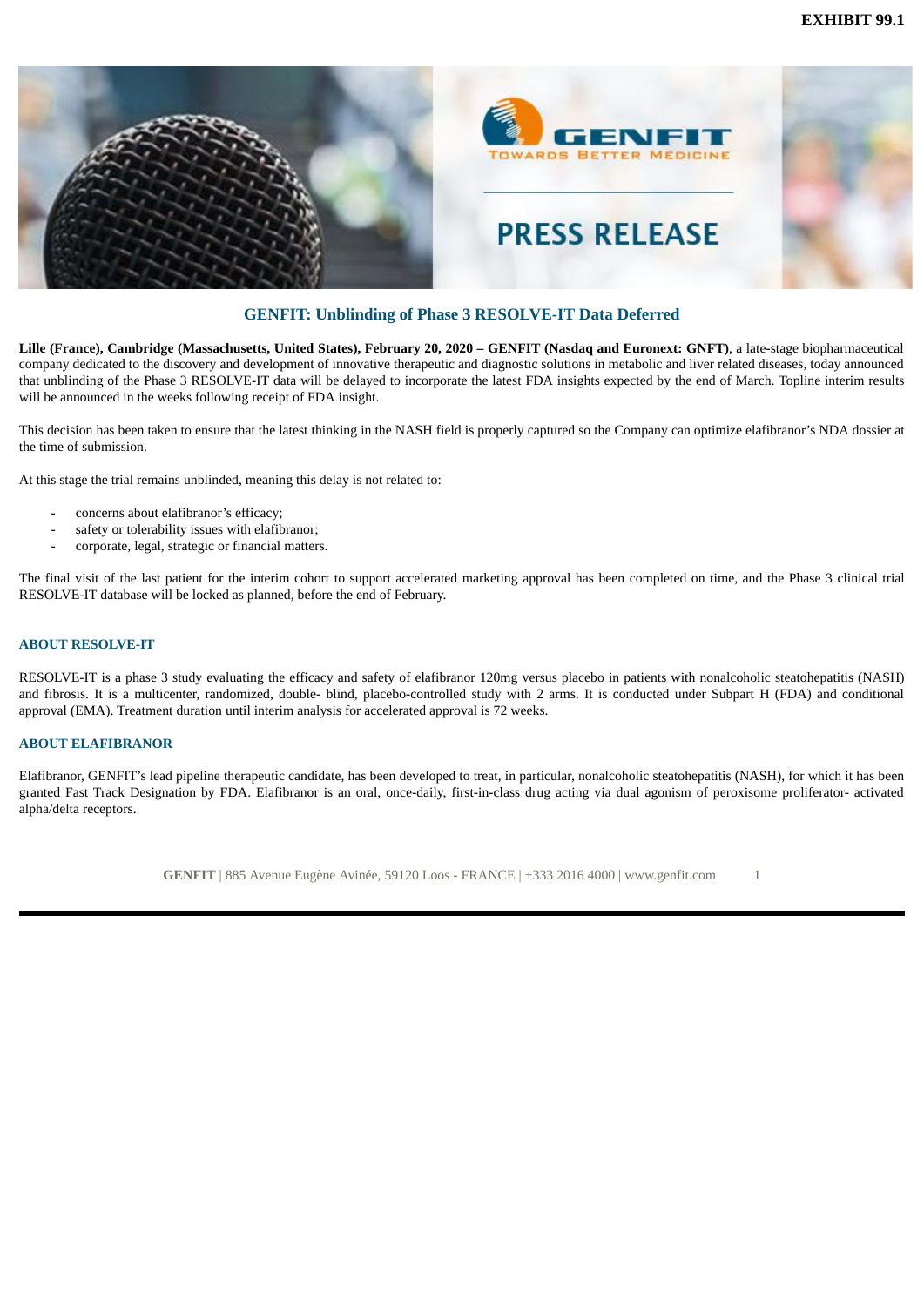EXHIBIT 99.1

PRESS RELEASE

## GENFIT: Unblinding of Phase 3 RESOLVE-IT Data Deferred

**Lille (France), Cambridge (Massachusetts, United States), February 20, 2020 – GENFIT (Nasdaq and Euronext: GNFT)**, a late-stage biopharmaceutical company dedicated to the discovery and development of innovative therapeutic and diagnostic solutions in metabolic and liver related diseases, today announced that unblinding of the Phase 3 RESOLVE-IT data will be delayed to incorporate the latest FDA insights expected by the end of March. Topline interim results will be announced in the weeks following receipt of FDA insight.

This decision has been taken to ensure that the latest thinking in the NASH field is properly captured so the Company can optimize elafibranor's NDA dossier at the time of submission.

At this stage the trial remains unblinded, meaning this delay is not related to:

- concerns about elafibranor's efficacy;
- safety or tolerability issues with elafibranor;
- corporate, legal, strategic or financial matters.

The final visit of the last patient for the interim cohort to support accelerated marketing approval has been completed on time, and the Phase 3 clinical trial RESOLVE-IT database will be locked as planned, before the end of February.

### ABOUT RESOLVE-IT

RESOLVE-IT is a phase 3 study evaluating the efficacy and safety of elafibranor 120mg versus placebo in patients with nonalcoholic steatohepatitis (NASH) and fibrosis. It is a multicenter, randomized, double- blind, placebo-controlled study with 2 arms. It is conducted under Subpart H (FDA) and conditional approval (EMA). Treatment duration until interim analysis for accelerated approval is 72 weeks.

### ABOUT ELAFIBRANOR

Elafibranor, GENFIT's lead pipeline therapeutic candidate, has been developed to treat, in particular, nonalcoholic steatohepatitis (NASH), for which it has been granted Fast Track Designation by FDA. Elafibranor is an oral, once-daily, first-in-class drug acting via dual agonism of peroxisome proliferator- activated alpha/delta receptors.

**GENFIT** | 885 Avenue Eugène Avinée, 59120 Loos - FRANCE | +333 2016 4000 | www.genfit.com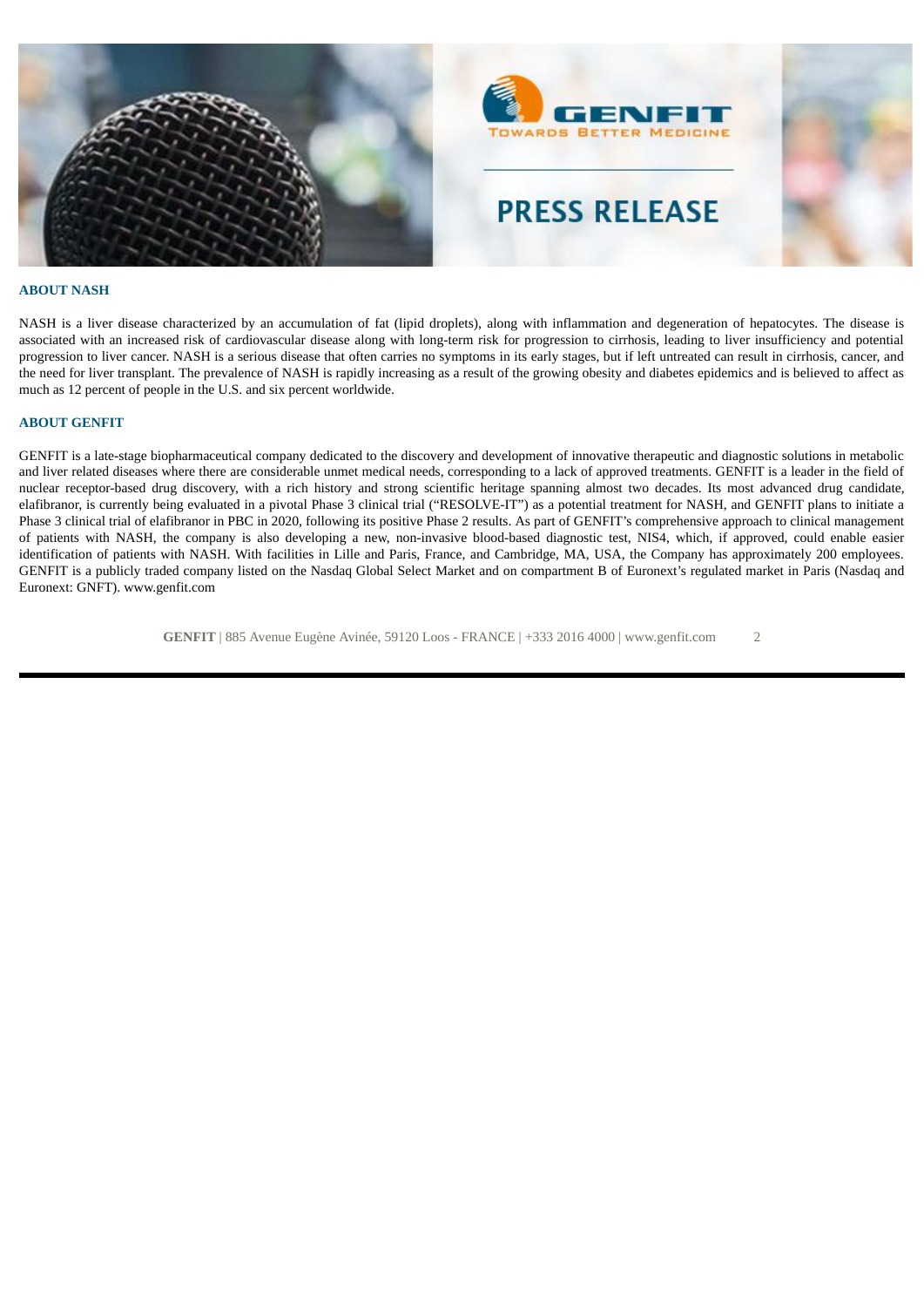## ABOUT NASH

NASH is a liver disease characterized by an accumulation of fat (lipid droplets), along with inflammation and degeneration of hepatocytes. The disease is associated with an increased risk of cardiovascular disease along with long-term risk for progression to cirrhosis, leading to liver insufficiency and potential progression to liver cancer. NASH is a serious disease that often carries no symptoms in its early stages, but if left untreated can result in cirrhosis, cancer, and the need for liver transplant. The prevalence of NASH is rapidly increasing as a result of the growing obesity and diabetes epidemics and is believed to affect as much as 12 percent of people in the U.S. and six percent worldwide.

## ABOUT GENFIT

GENFIT is a late-stage biopharmaceutical company dedicated to the discovery and development of innovative therapeutic and diagnostic solutions in metabolic and liver related diseases where there are considerable unmet medical needs, corresponding to a lack of approved treatments. GENFIT is a leader in the field of nuclear receptor-based drug discovery, with a rich history and strong scientific heritage spanning almost two decades. Its most advanced drug candidate, elafibranor, is currently being evaluated in a pivotal Phase 3 clinical trial ("RESOLVE-IT") as a potential treatment for NASH, and GENFIT plans to initiate a Phase 3 clinical trial of elafibranor in PBC in 2020, following its positive Phase 2 results. As part of GENFIT's comprehensive approach to clinical management of patients with NASH, the company is also developing a new, non-invasive blood-based diagnostic test, NIS4, which, if approved, could enable easier identification of patients with NASH. With facilities in Lille and Paris, France, and Cambridge, MA, USA, the Company has approximately 200 employees. GENFIT is a publicly traded company listed on the Nasdaq Global Select Market and on compartment B of Euronext's regulated market in Paris (Nasdaq and Euronext: GNFT). www.genfit.com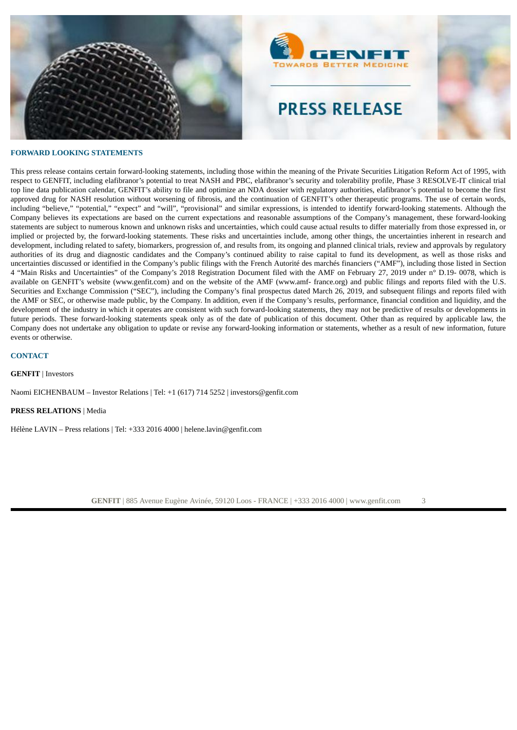## FORWARD LOOKING STATEMENTS

This press release contains certain forward-looking statements, including those within the meaning of the Private Securities Litigation Reform Act of 1995, with respect to GENFIT, including elafibranor's potential to treat NASH and PBC, elafibranor's security and tolerability profile, Phase 3 RESOLVE-IT clinical trial top line data publication calendar, GENFIT's ability to file and optimize an NDA dossier with regulatory authorities, elafibranor's potential to become the first approved drug for NASH resolution without worsening of fibrosis, and the continuation of GENFIT's other therapeutic programs. The use of certain words, including "believe," "potential," "expect" and "will", "provisional" and similar expressions, is intended to identify forward-looking statements. Although the Company believes its expectations are based on the current expectations and reasonable assumptions of the Company's management, these forward-looking statements are subject to numerous known and unknown risks and uncertainties, which could cause actual results to differ materially from those expressed in, or implied or projected by, the forward-looking statements. These risks and uncertainties include, among other things, the uncertainties inherent in research and development, including related to safety, biomarkers, progression of, and results from, its ongoing and planned clinical trials, review and approvals by regulatory authorities of its drug and diagnostic candidates and the Company's continued ability to raise capital to fund its development, as well as those risks and uncertainties discussed or identified in the Company's public filings with the French Autorité des marchés financiers ("AMF"), including those listed in Section 4 "Main Risks and Uncertainties" of the Company's 2018 Registration Document filed with the AMF on February 27, 2019 under n° D.19- 0078, which is available on GENFIT's website (www.genfit.com) and on the website of the AMF (www.amf- france.org) and public filings and reports filed with the U.S. Securities and Exchange Commission ("SEC"), including the Company's final prospectus dated March 26, 2019, and subsequent filings and reports filed with the AMF or SEC, or otherwise made public, by the Company. In addition, even if the Company's results, performance, financial condition and liquidity, and the development of the industry in which it operates are consistent with such forward-looking statements, they may not be predictive of results or developments in future periods. These forward-looking statements speak only as of the date of publication of this document. Other than as required by applicable law, the Company does not undertake any obligation to update or revise any forward-looking information or statements, whether as a result of new information, future events or otherwise.

## CONTACT

**GENFIT** | Investors

Naomi EICHENBAUM – Investor Relations | Tel: +1 (617) 714 5252 | investors@genfit.com

**PRESS RELATIONS** | Media

Hélène LAVIN – Press relations | Tel: +333 2016 4000 | helene.lavin@genfit.com

**GENFIT** | 885 Avenue Eugène Avinée, 59120 Loos - FRANCE | +333 2016 4000 | www.genfit.com